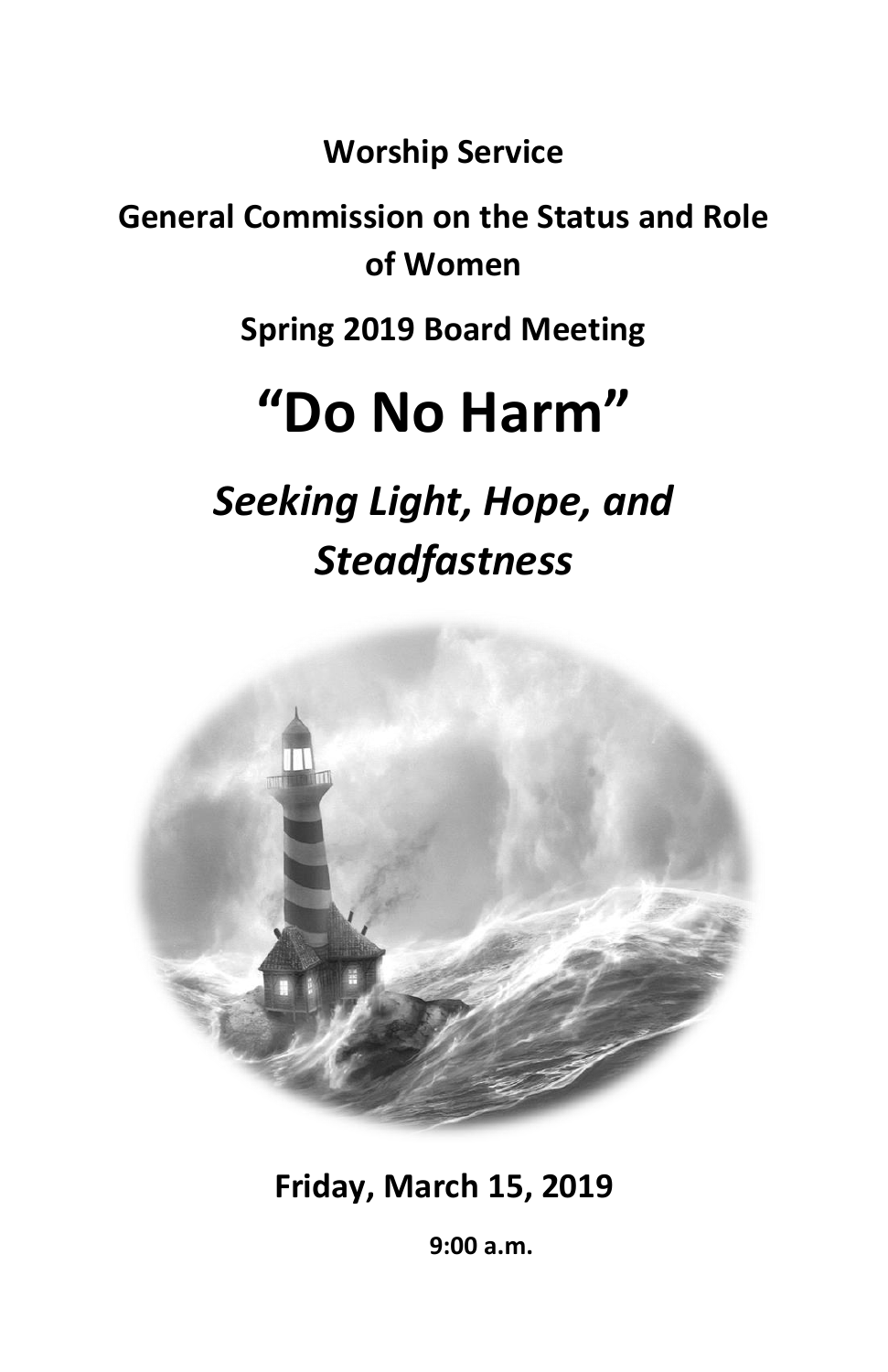**Worship Service**

**General Commission on the Status and Role of Women**

**Spring 2019 Board Meeting**

# "Do No Harm"

## *Seeking Light, Hope, and Steadfastness*

**Friday, March 15, 2019**

**9:00 a.m.**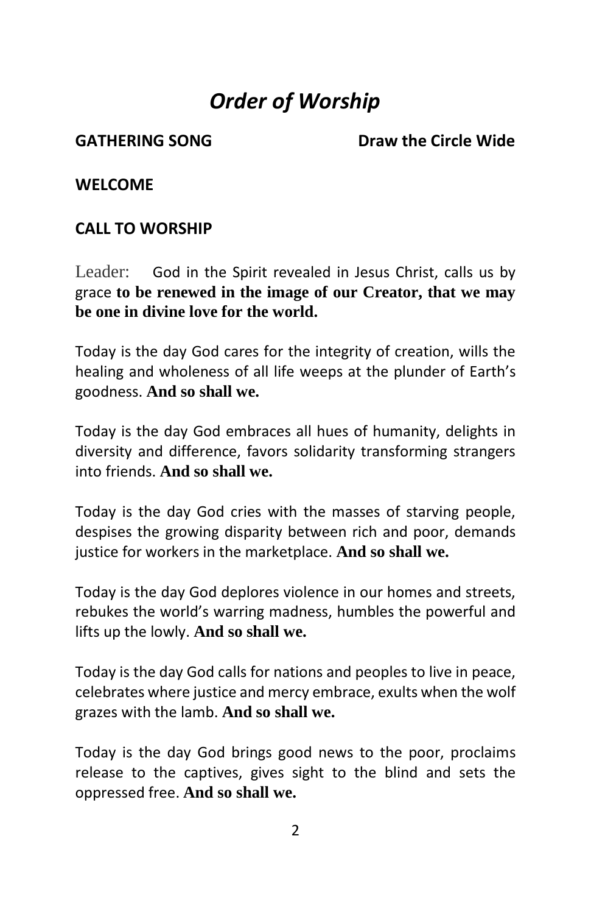# *Order of Worship*

**GATHERING SONG** **Draw the Circle Wide**

**WELCOME**

**CALL TO WORSHIP**

Leader: God in the Spirit revealed in Jesus Christ, calls us by grace **to be renewed in the image of our Creator, that we may be one in divine love for the world.**

Today is the day God cares for the integrity of creation, wills the healing and wholeness of all life weeps at the plunder of Earth's goodness. **And so shall we.**

Today is the day God embraces all hues of humanity, delights in diversity and difference, favors solidarity transforming strangers into friends. **And so shall we.**

Today is the day God cries with the masses of starving people, despises the growing disparity between rich and poor, demands justice for workers in the marketplace. **And so shall we.**

Today is the day God deplores violence in our homes and streets, rebukes the world's warring madness, humbles the powerful and lifts up the lowly. **And so shall we.**

Today is the day God calls for nations and peoples to live in peace, celebrates where justice and mercy embrace, exults when the wolf grazes with the lamb. **And so shall we.**

Today is the day God brings good news to the poor, proclaims release to the captives, gives sight to the blind and sets the oppressed free. **And so shall we.**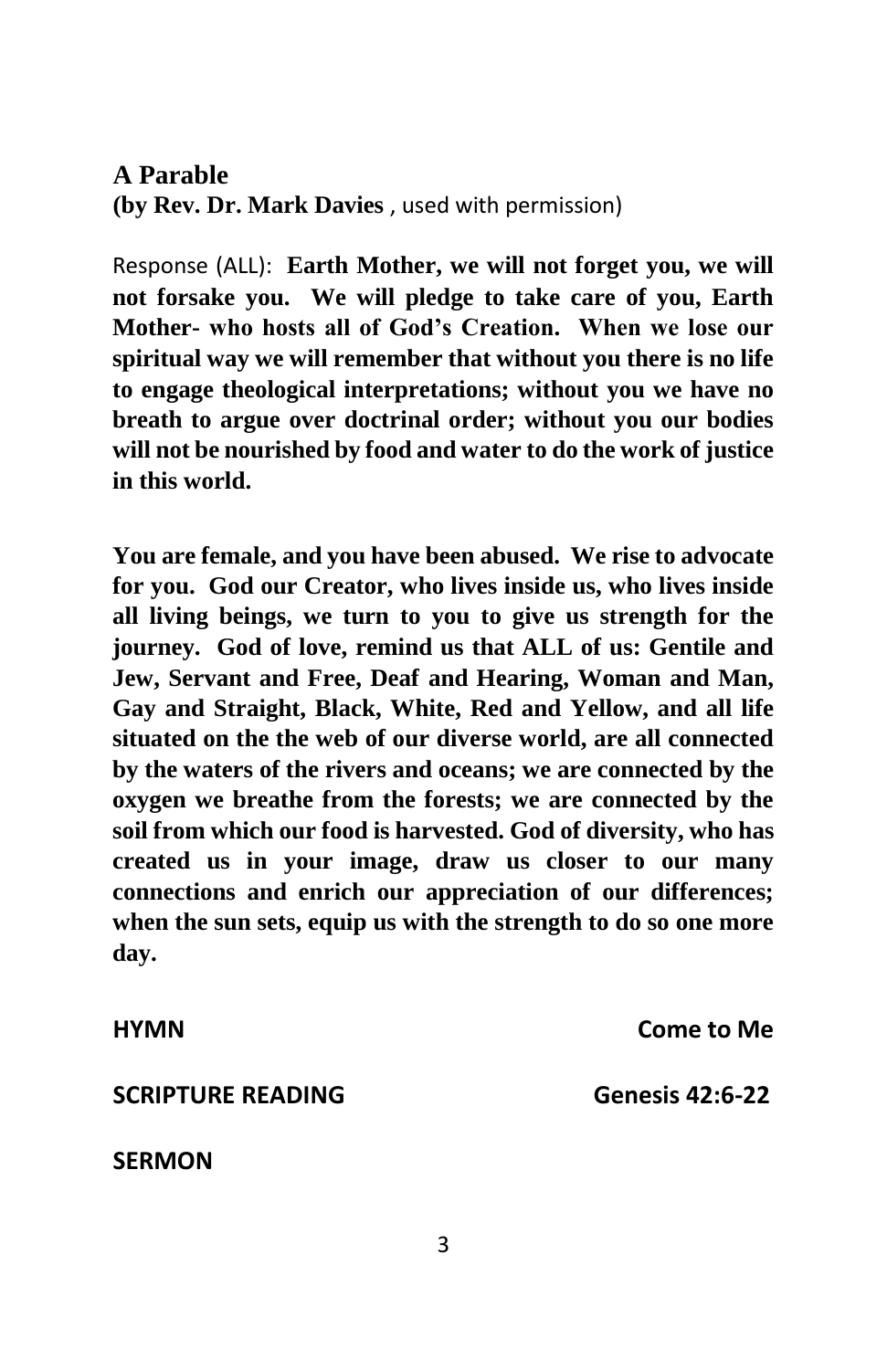## A Parable
**(by Rev. Dr. Mark Davies** , used with permission)

Response (ALL): **Earth Mother, we will not forget you, we will not forsake you. We will pledge to take care of you, Earth Mother- who hosts all of God's Creation. When we lose our spiritual way we will remember that without you there is no life to engage theological interpretations; without you we have no breath to argue over doctrinal order; without you our bodies will not be nourished by food and water to do the work of justice in this world.**

**You are female, and you have been abused. We rise to advocate for you. God our Creator, who lives inside us, who lives inside all living beings, we turn to you to give us strength for the journey. God of love, remind us that ALL of us: Gentile and Jew, Servant and Free, Deaf and Hearing, Woman and Man, Gay and Straight, Black, White, Red and Yellow, and all life situated on the the web of our diverse world, are all connected by the waters of the rivers and oceans; we are connected by the oxygen we breathe from the forests; we are connected by the soil from which our food is harvested. God of diversity, who has created us in your image, draw us closer to our many connections and enrich our appreciation of our differences; when the sun sets, equip us with the strength to do so one more day.**

**HYMN** **Come to Me**

**SCRIPTURE READING** **Genesis 42:6-22**

**SERMON**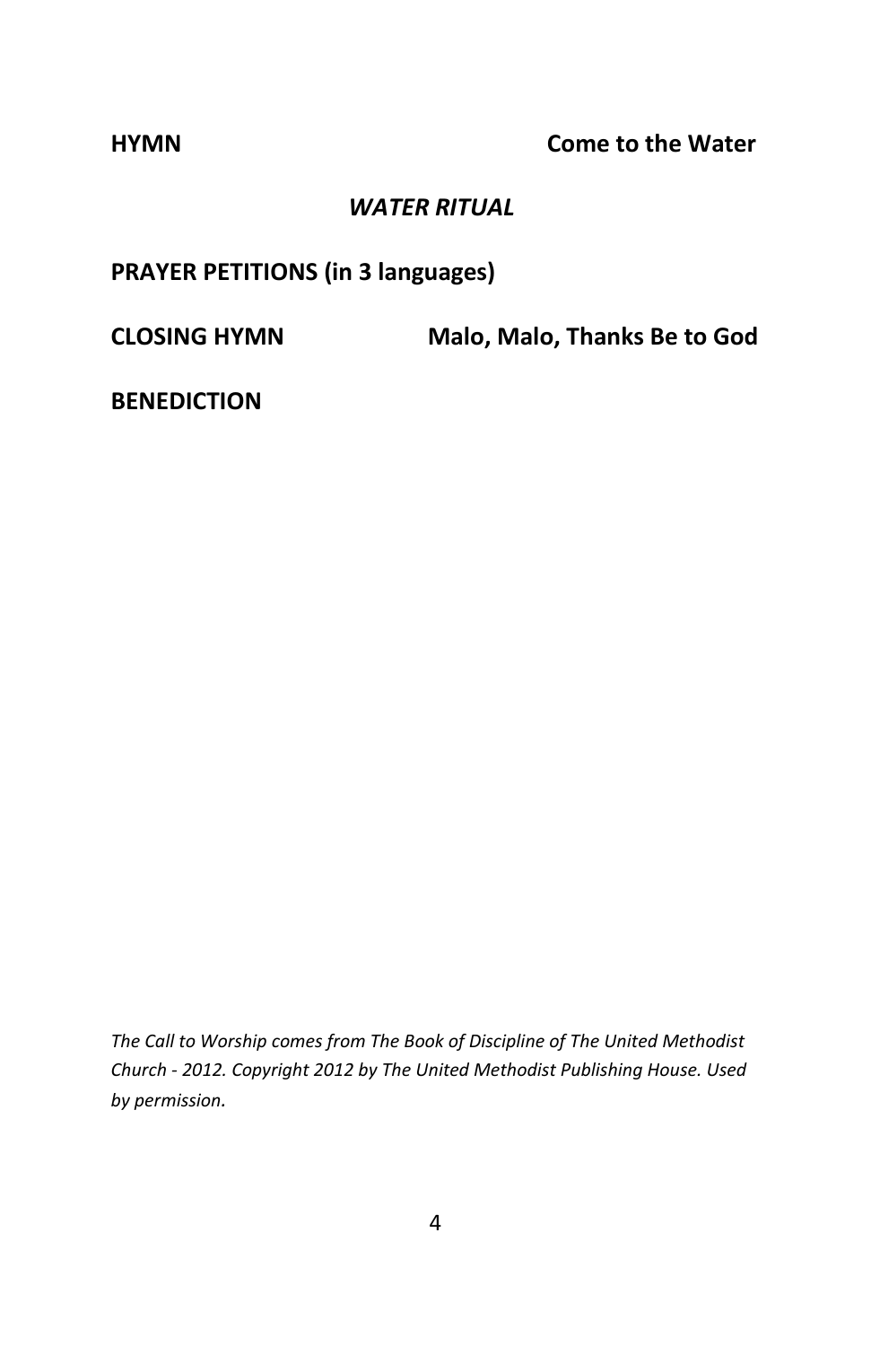**HYMN** **Come to the Water**

***WATER RITUAL***

**PRAYER PETITIONS (in 3 languages)**

**CLOSING HYMN** **Malo, Malo, Thanks Be to God**

**BENEDICTION**

*The Call to Worship comes from The Book of Discipline of The United Methodist Church - 2012. Copyright 2012 by The United Methodist Publishing House. Used by permission.*